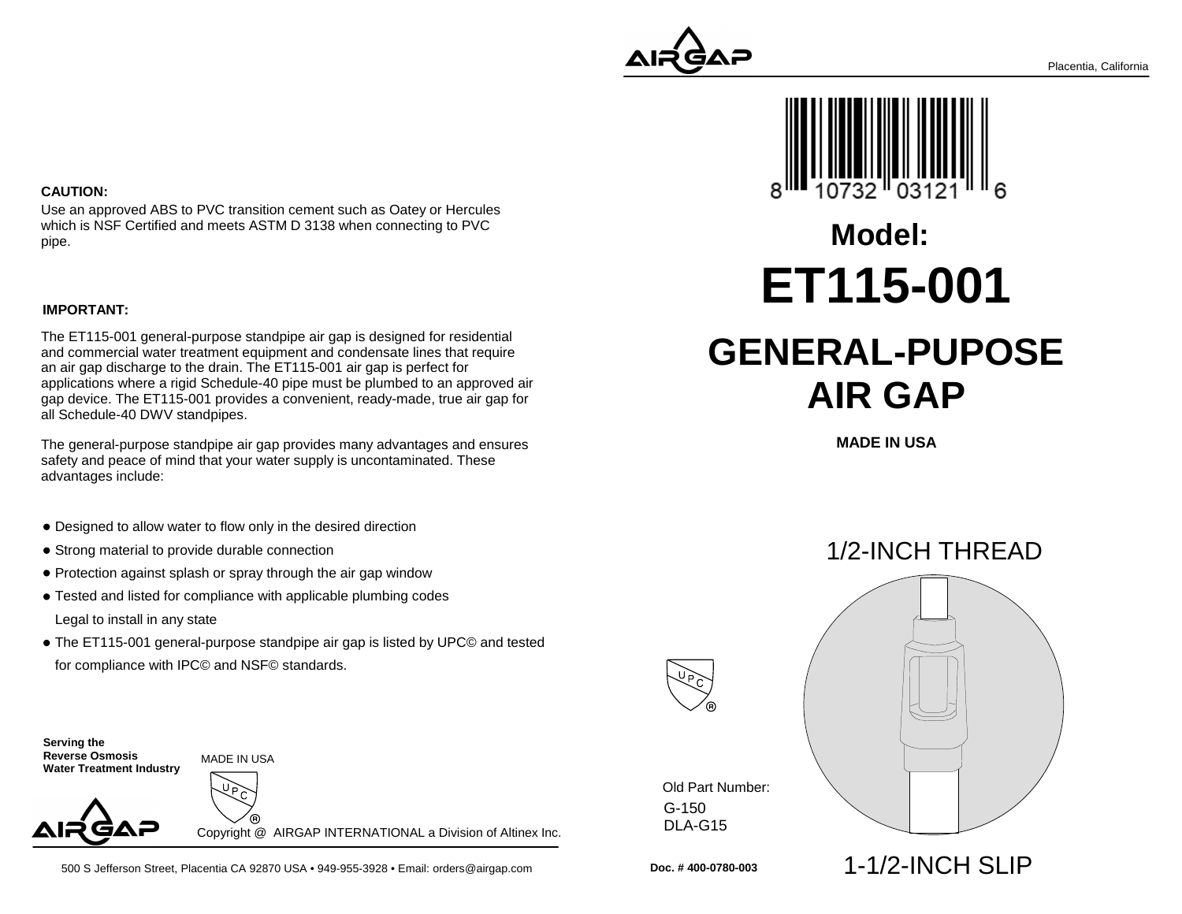**CAUTION:**

Use an approved ABS to PVC transition cement such as Oatey or Hercules which is NSF Certified and meets ASTM D 3138 when connecting to PVC pipe.

**IMPORTANT:**

The ET115-001 general-purpose standpipe air gap is designed for residential and commercial water treatment equipment and condensate lines that require an air gap discharge to the drain. The ET115-001 air gap is perfect for applications where a rigid Schedule-40 pipe must be plumbed to an approved air gap device. The ET115-001 provides a convenient, ready-made, true air gap for all Schedule-40 DWV standpipes.

The general-purpose standpipe air gap provides many advantages and ensures safety and peace of mind that your water supply is uncontaminated. These advantages include:

- Designed to allow water to flow only in the desired direction
- Strong material to provide durable connection
- Protection against splash or spray through the air gap window
- Tested and listed for compliance with applicable plumbing codes
  Legal to install in any state
- The ET115-001 general-purpose standpipe air gap is listed by UPC© and tested for compliance with IPC© and NSF© standards.

**Serving the Reverse Osmosis Water Treatment Industry**

MADE IN USA

UPC®

AIRGAP

Copyright @ AIRGAP INTERNATIONAL a Division of Altinex Inc.

500 S Jefferson Street, Placentia CA 92870 USA • 949-955-3928 • Email: orders@airgap.com

AIRGAP

Placentia, California

8 10732 03121 6

# Model:

# ET115-001

# GENERAL-PUPOSE AIR GAP

**MADE IN USA**

1/2-INCH THREAD

UPC®

Old Part Number:
G-150
DLA-G15

1-1/2-INCH SLIP

**Doc. # 400-0780-003**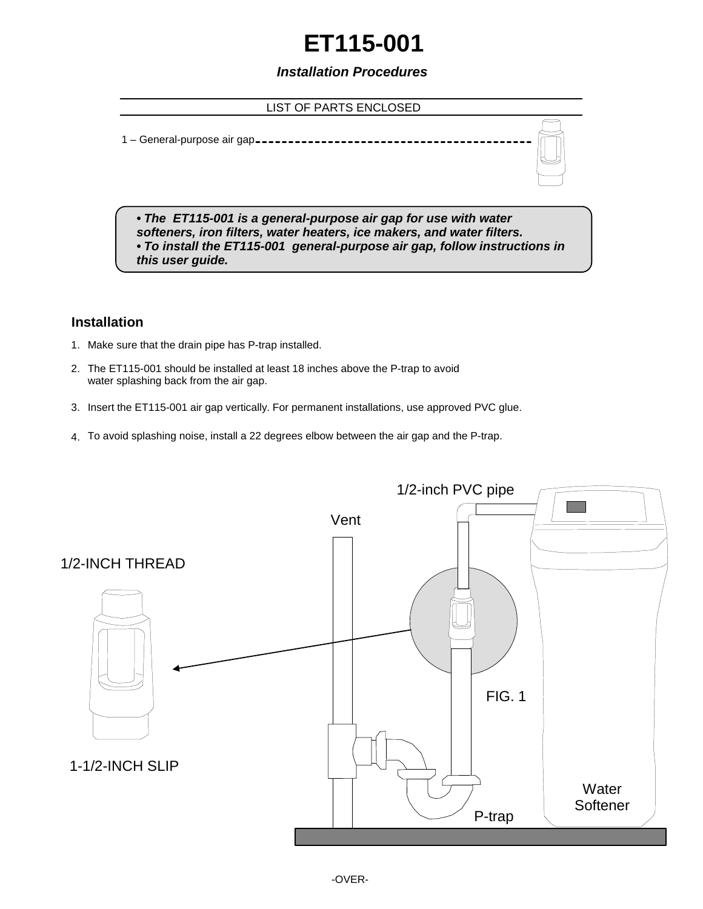# ET115-001

***Installation Procedures***

LIST OF PARTS ENCLOSED

1 – General-purpose air gap

***• The ET115-001 is a general-purpose air gap for use with water softeners, iron filters, water heaters, ice makers, and water filters.***
***• To install the ET115-001 general-purpose air gap, follow instructions in this user guide.***

## Installation

1. Make sure that the drain pipe has P-trap installed.
2. The ET115-001 should be installed at least 18 inches above the P-trap to avoid water splashing back from the air gap.
3. Insert the ET115-001 air gap vertically. For permanent installations, use approved PVC glue.
4. To avoid splashing noise, install a 22 degrees elbow between the air gap and the P-trap.

1/2-inch PVC pipe

Vent

1/2-INCH THREAD

1-1/2-INCH SLIP

FIG. 1

Water Softener

P-trap

-OVER-